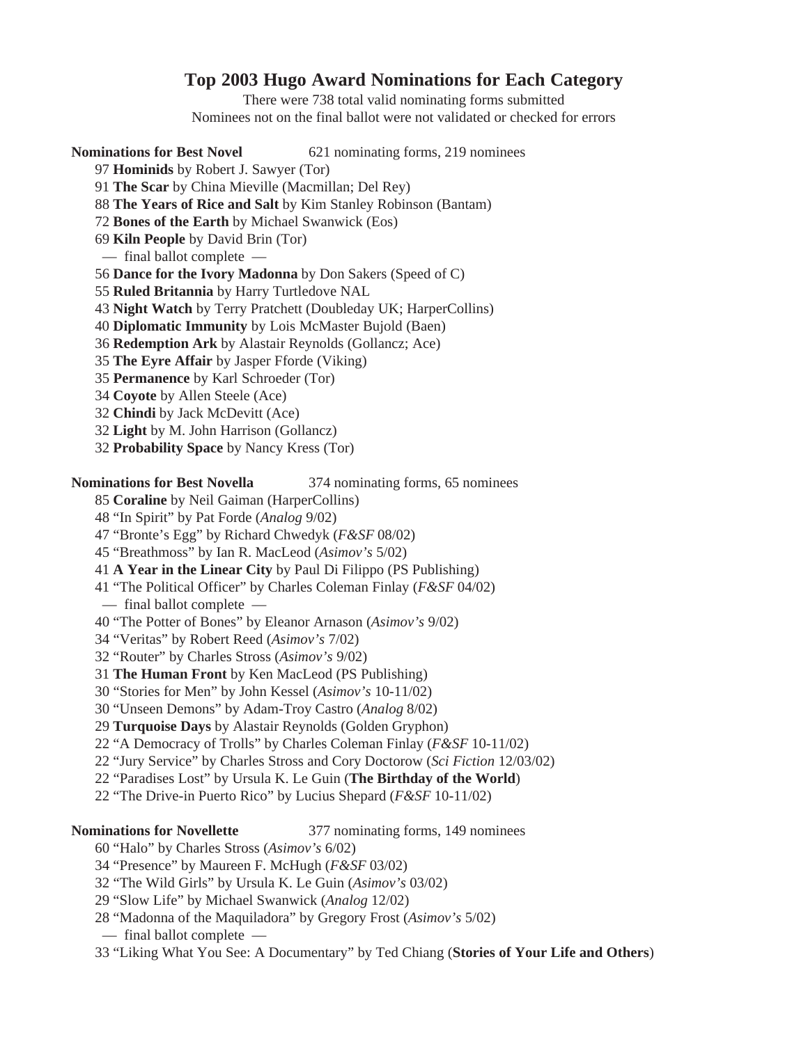# Top 2003 Hugo Award Nominations for Each Category

There were 738 total valid nominating forms submitted

Nominees not on the final ballot were not validated or checked for errors

**Nominations for Best Novel** 621 nominating forms, 219 nominees

97 **Hominids** by Robert J. Sawyer (Tor)
91 **The Scar** by China Mieville (Macmillan; Del Rey)
88 **The Years of Rice and Salt** by Kim Stanley Robinson (Bantam)
72 **Bones of the Earth** by Michael Swanwick (Eos)
69 **Kiln People** by David Brin (Tor)
— final ballot complete —
56 **Dance for the Ivory Madonna** by Don Sakers (Speed of C)
55 **Ruled Britannia** by Harry Turtledove NAL
43 **Night Watch** by Terry Pratchett (Doubleday UK; HarperCollins)
40 **Diplomatic Immunity** by Lois McMaster Bujold (Baen)
36 **Redemption Ark** by Alastair Reynolds (Gollancz; Ace)
35 **The Eyre Affair** by Jasper Fforde (Viking)
35 **Permanence** by Karl Schroeder (Tor)
34 **Coyote** by Allen Steele (Ace)
32 **Chindi** by Jack McDevitt (Ace)
32 **Light** by M. John Harrison (Gollancz)
32 **Probability Space** by Nancy Kress (Tor)

**Nominations for Best Novella** 374 nominating forms, 65 nominees

85 **Coraline** by Neil Gaiman (HarperCollins)
48 "In Spirit" by Pat Forde (*Analog* 9/02)
47 "Bronte's Egg" by Richard Chwedyk (*F&SF* 08/02)
45 "Breathmoss" by Ian R. MacLeod (*Asimov's* 5/02)
41 **A Year in the Linear City** by Paul Di Filippo (PS Publishing)
41 "The Political Officer" by Charles Coleman Finlay (*F&SF* 04/02)
— final ballot complete —
40 "The Potter of Bones" by Eleanor Arnason (*Asimov's* 9/02)
34 "Veritas" by Robert Reed (*Asimov's* 7/02)
32 "Router" by Charles Stross (*Asimov's* 9/02)
31 **The Human Front** by Ken MacLeod (PS Publishing)
30 "Stories for Men" by John Kessel (*Asimov's* 10-11/02)
30 "Unseen Demons" by Adam-Troy Castro (*Analog* 8/02)
29 **Turquoise Days** by Alastair Reynolds (Golden Gryphon)
22 "A Democracy of Trolls" by Charles Coleman Finlay (*F&SF* 10-11/02)
22 "Jury Service" by Charles Stross and Cory Doctorow (*Sci Fiction* 12/03/02)
22 "Paradises Lost" by Ursula K. Le Guin (**The Birthday of the World**)
22 "The Drive-in Puerto Rico" by Lucius Shepard (*F&SF* 10-11/02)

**Nominations for Novellette** 377 nominating forms, 149 nominees

60 "Halo" by Charles Stross (*Asimov's* 6/02)
34 "Presence" by Maureen F. McHugh (*F&SF* 03/02)
32 "The Wild Girls" by Ursula K. Le Guin (*Asimov's* 03/02)
29 "Slow Life" by Michael Swanwick (*Analog* 12/02)
28 "Madonna of the Maquiladora" by Gregory Frost (*Asimov's* 5/02)
— final ballot complete —
33 "Liking What You See: A Documentary" by Ted Chiang (**Stories of Your Life and Others**)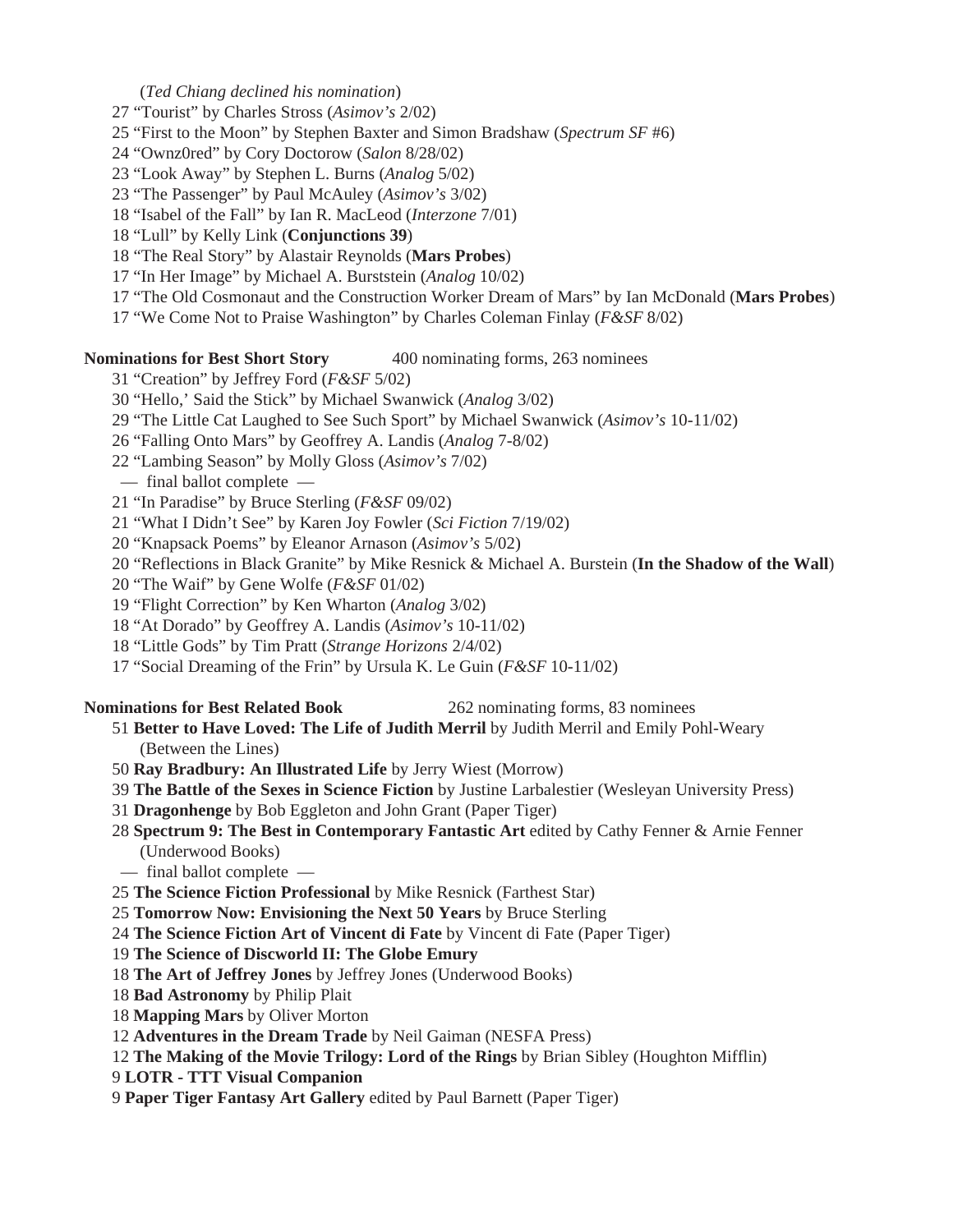(*Ted Chiang declined his nomination*)

27 “Tourist” by Charles Stross (*Asimov’s* 2/02)
25 “First to the Moon” by Stephen Baxter and Simon Bradshaw (*Spectrum SF* #6)
24 “Ownz0red” by Cory Doctorow (*Salon* 8/28/02)
23 “Look Away” by Stephen L. Burns (*Analog* 5/02)
23 “The Passenger” by Paul McAuley (*Asimov’s* 3/02)
18 “Isabel of the Fall” by Ian R. MacLeod (*Interzone* 7/01)
18 “Lull” by Kelly Link (**Conjunctions 39**)
18 “The Real Story” by Alastair Reynolds (**Mars Probes**)
17 “In Her Image” by Michael A. Burststein (*Analog* 10/02)
17 “The Old Cosmonaut and the Construction Worker Dream of Mars” by Ian McDonald (**Mars Probes**)
17 “We Come Not to Praise Washington” by Charles Coleman Finlay (*F&SF* 8/02)

**Nominations for Best Short Story** 400 nominating forms, 263 nominees

31 “Creation” by Jeffrey Ford (*F&SF* 5/02)
30 “Hello,’ Said the Stick” by Michael Swanwick (*Analog* 3/02)
29 “The Little Cat Laughed to See Such Sport” by Michael Swanwick (*Asimov’s* 10-11/02)
26 “Falling Onto Mars” by Geoffrey A. Landis (*Analog* 7-8/02)
22 “Lambing Season” by Molly Gloss (*Asimov’s* 7/02)
— final ballot complete —
21 “In Paradise” by Bruce Sterling (*F&SF* 09/02)
21 “What I Didn’t See” by Karen Joy Fowler (*Sci Fiction* 7/19/02)
20 “Knapsack Poems” by Eleanor Arnason (*Asimov’s* 5/02)
20 “Reflections in Black Granite” by Mike Resnick & Michael A. Burstein (**In the Shadow of the Wall**)
20 “The Waif” by Gene Wolfe (*F&SF* 01/02)
19 “Flight Correction” by Ken Wharton (*Analog* 3/02)
18 “At Dorado” by Geoffrey A. Landis (*Asimov’s* 10-11/02)
18 “Little Gods” by Tim Pratt (*Strange Horizons* 2/4/02)
17 “Social Dreaming of the Frin” by Ursula K. Le Guin (*F&SF* 10-11/02)

**Nominations for Best Related Book** 262 nominating forms, 83 nominees

51 **Better to Have Loved: The Life of Judith Merril** by Judith Merril and Emily Pohl-Weary (Between the Lines)
50 **Ray Bradbury: An Illustrated Life** by Jerry Wiest (Morrow)
39 **The Battle of the Sexes in Science Fiction** by Justine Larbalestier (Wesleyan University Press)
31 **Dragonhenge** by Bob Eggleton and John Grant (Paper Tiger)
28 **Spectrum 9: The Best in Contemporary Fantastic Art** edited by Cathy Fenner & Arnie Fenner (Underwood Books)
— final ballot complete —
25 **The Science Fiction Professional** by Mike Resnick (Farthest Star)
25 **Tomorrow Now: Envisioning the Next 50 Years** by Bruce Sterling
24 **The Science Fiction Art of Vincent di Fate** by Vincent di Fate (Paper Tiger)
19 **The Science of Discworld II: The Globe Emury**
18 **The Art of Jeffrey Jones** by Jeffrey Jones (Underwood Books)
18 **Bad Astronomy** by Philip Plait
18 **Mapping Mars** by Oliver Morton
12 **Adventures in the Dream Trade** by Neil Gaiman (NESFA Press)
12 **The Making of the Movie Trilogy: Lord of the Rings** by Brian Sibley (Houghton Mifflin)
9 **LOTR - TTT Visual Companion**
9 **Paper Tiger Fantasy Art Gallery** edited by Paul Barnett (Paper Tiger)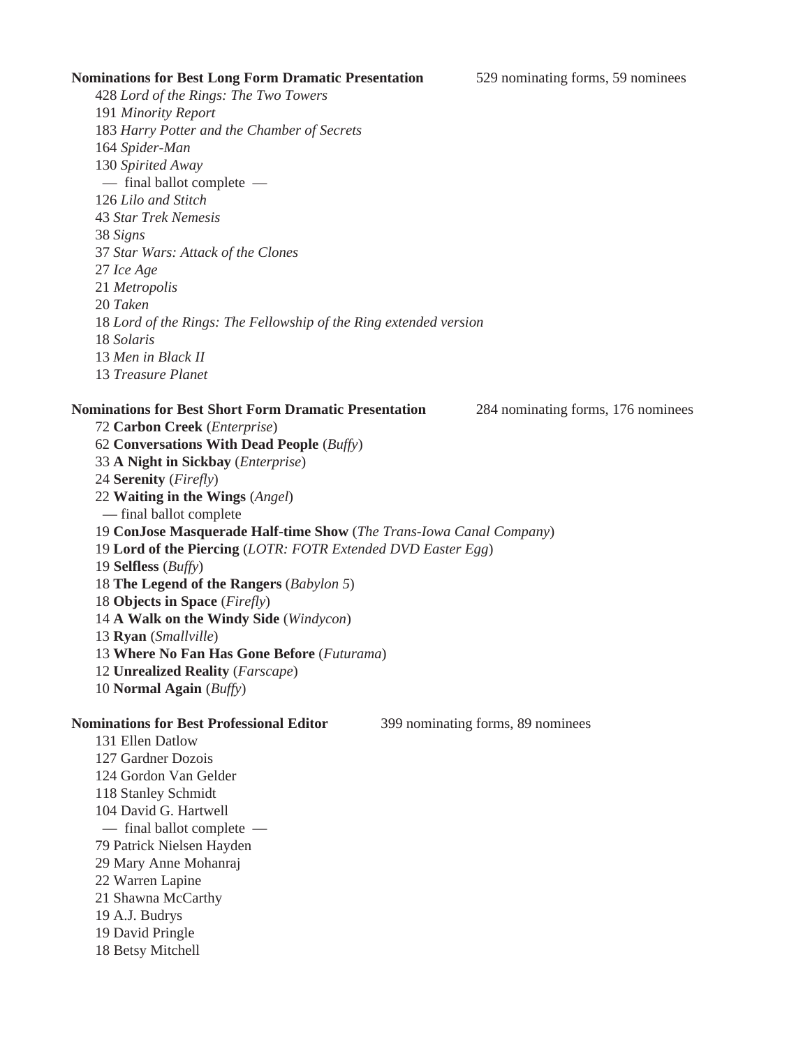**Nominations for Best Long Form Dramatic Presentation** 529 nominating forms, 59 nominees

428 *Lord of the Rings: The Two Towers*
191 *Minority Report*
183 *Harry Potter and the Chamber of Secrets*
164 *Spider-Man*
130 *Spirited Away*
— final ballot complete —
126 *Lilo and Stitch*
43 *Star Trek Nemesis*
38 *Signs*
37 *Star Wars: Attack of the Clones*
27 *Ice Age*
21 *Metropolis*
20 *Taken*
18 *Lord of the Rings: The Fellowship of the Ring extended version*
18 *Solaris*
13 *Men in Black II*
13 *Treasure Planet*

**Nominations for Best Short Form Dramatic Presentation** 284 nominating forms, 176 nominees

72 **Carbon Creek** (*Enterprise*)
62 **Conversations With Dead People** (*Buffy*)
33 **A Night in Sickbay** (*Enterprise*)
24 **Serenity** (*Firefly*)
22 **Waiting in the Wings** (*Angel*)
— final ballot complete
19 **ConJose Masquerade Half-time Show** (*The Trans-Iowa Canal Company*)
19 **Lord of the Piercing** (*LOTR: FOTR Extended DVD Easter Egg*)
19 **Selfless** (*Buffy*)
18 **The Legend of the Rangers** (*Babylon 5*)
18 **Objects in Space** (*Firefly*)
14 **A Walk on the Windy Side** (*Windycon*)
13 **Ryan** (*Smallville*)
13 **Where No Fan Has Gone Before** (*Futurama*)
12 **Unrealized Reality** (*Farscape*)
10 **Normal Again** (*Buffy*)

**Nominations for Best Professional Editor** 399 nominating forms, 89 nominees

131 Ellen Datlow
127 Gardner Dozois
124 Gordon Van Gelder
118 Stanley Schmidt
104 David G. Hartwell
— final ballot complete —
79 Patrick Nielsen Hayden
29 Mary Anne Mohanraj
22 Warren Lapine
21 Shawna McCarthy
19 A.J. Budrys
19 David Pringle
18 Betsy Mitchell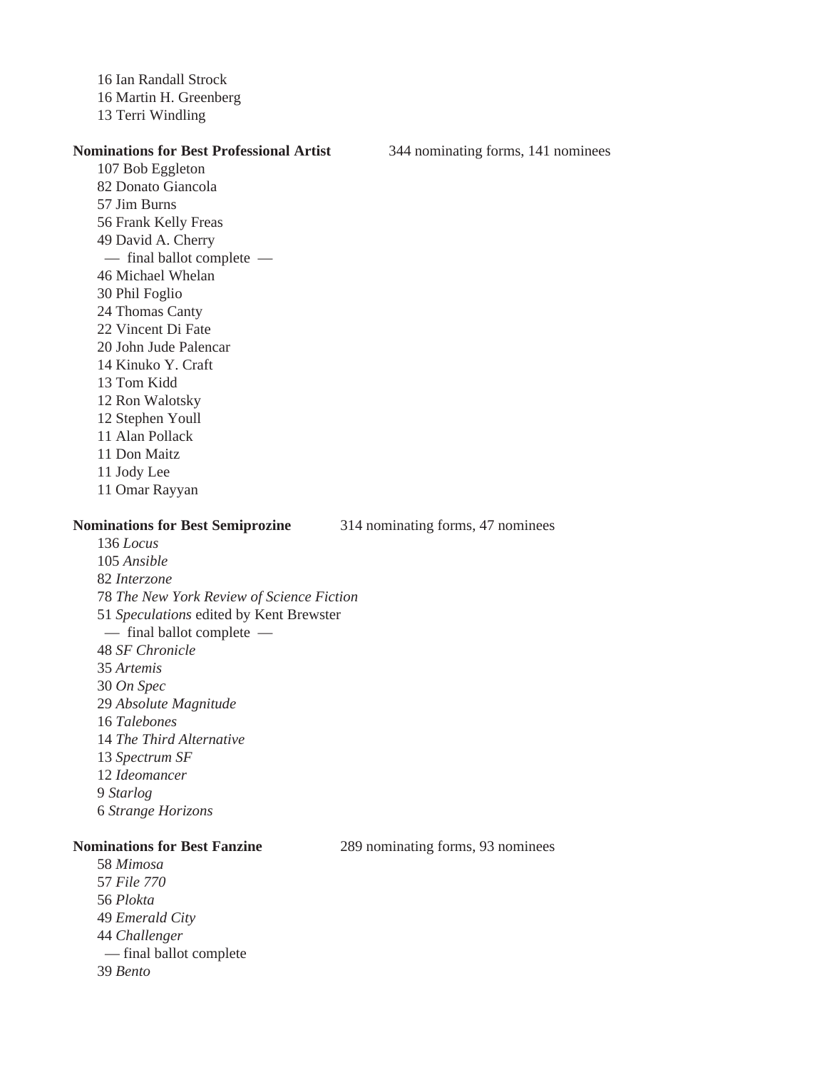16 Ian Randall Strock
16 Martin H. Greenberg
13 Terri Windling

**Nominations for Best Professional Artist** 344 nominating forms, 141 nominees

107 Bob Eggleton
82 Donato Giancola
57 Jim Burns
56 Frank Kelly Freas
49 David A. Cherry
— final ballot complete —
46 Michael Whelan
30 Phil Foglio
24 Thomas Canty
22 Vincent Di Fate
20 John Jude Palencar
14 Kinuko Y. Craft
13 Tom Kidd
12 Ron Walotsky
12 Stephen Youll
11 Alan Pollack
11 Don Maitz
11 Jody Lee
11 Omar Rayyan

**Nominations for Best Semiprozine** 314 nominating forms, 47 nominees

136 *Locus*
105 *Ansible*
82 *Interzone*
78 *The New York Review of Science Fiction*
51 *Speculations* edited by Kent Brewster
— final ballot complete —
48 *SF Chronicle*
35 *Artemis*
30 *On Spec*
29 *Absolute Magnitude*
16 *Talebones*
14 *The Third Alternative*
13 *Spectrum SF*
12 *Ideomancer*
9 *Starlog*
6 *Strange Horizons*

**Nominations for Best Fanzine** 289 nominating forms, 93 nominees

58 *Mimosa*
57 *File 770*
56 *Plokta*
49 *Emerald City*
44 *Challenger*
— final ballot complete
39 *Bento*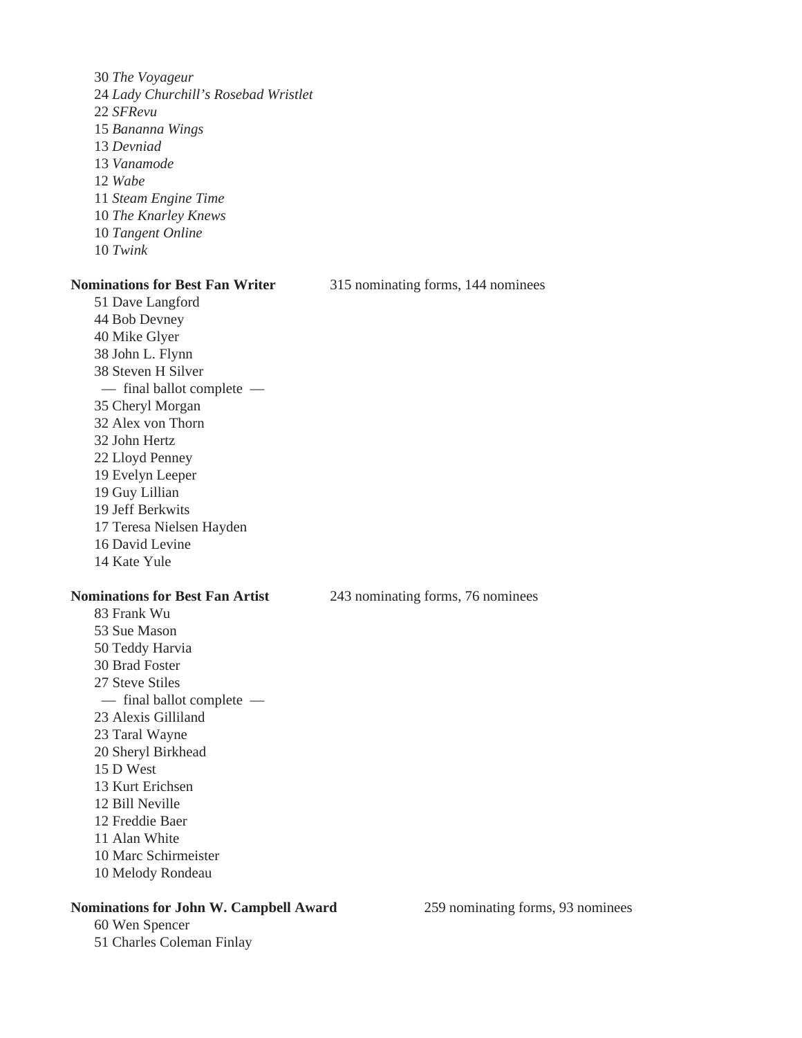30 *The Voyageur*
24 *Lady Churchill's Rosebad Wristlet*
22 *SFRevu*
15 *Banana Wings*
13 *Devniad*
13 *Vanamode*
12 *Wabe*
11 *Steam Engine Time*
10 *The Knarley Knews*
10 *Tangent Online*
10 *Twink*

**Nominations for Best Fan Writer** 315 nominating forms, 144 nominees

51 Dave Langford
44 Bob Devney
40 Mike Glyer
38 John L. Flynn
38 Steven H Silver
— final ballot complete —
35 Cheryl Morgan
32 Alex von Thorn
32 John Hertz
22 Lloyd Penney
19 Evelyn Leeper
19 Guy Lillian
19 Jeff Berkwits
17 Teresa Nielsen Hayden
16 David Levine
14 Kate Yule

**Nominations for Best Fan Artist** 243 nominating forms, 76 nominees

83 Frank Wu
53 Sue Mason
50 Teddy Harvia
30 Brad Foster
27 Steve Stiles
— final ballot complete —
23 Alexis Gilliland
23 Taral Wayne
20 Sheryl Birkhead
15 D West
13 Kurt Erichsen
12 Bill Neville
12 Freddie Baer
11 Alan White
10 Marc Schirmeister
10 Melody Rondeau

**Nominations for John W. Campbell Award** 259 nominating forms, 93 nominees

60 Wen Spencer
51 Charles Coleman Finlay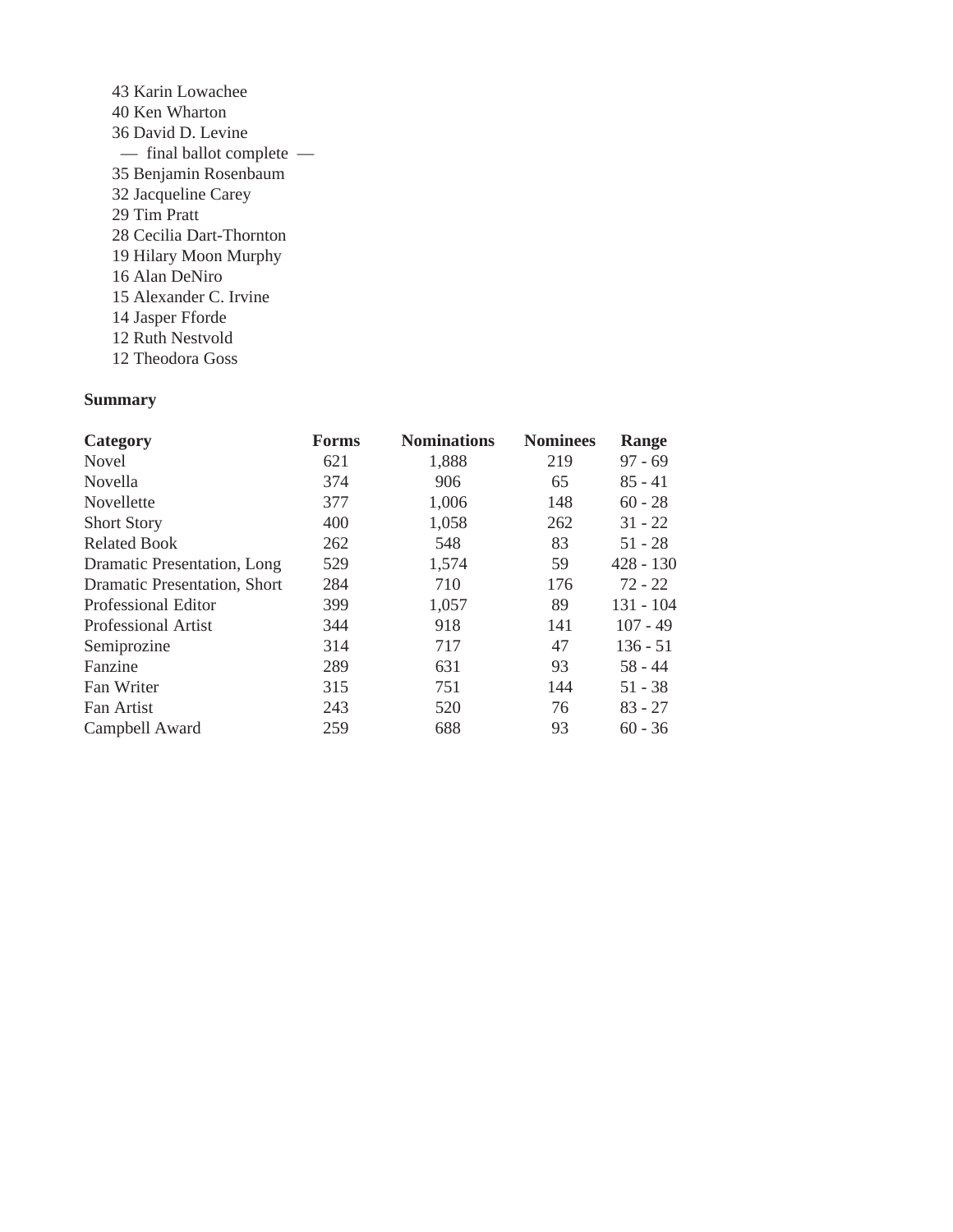43 Karin Lowachee
40 Ken Wharton
36 David D. Levine
— final ballot complete —
35 Benjamin Rosenbaum
32 Jacqueline Carey
29 Tim Pratt
28 Cecilia Dart-Thornton
19 Hilary Moon Murphy
16 Alan DeNiro
15 Alexander C. Irvine
14 Jasper Fforde
12 Ruth Nestvold
12 Theodora Goss

**Summary**

| Category | Forms | Nominations | Nominees | Range |
| --- | --- | --- | --- | --- |
| Novel | 621 | 1,888 | 219 | 97 - 69 |
| Novella | 374 | 906 | 65 | 85 - 41 |
| Novellette | 377 | 1,006 | 148 | 60 - 28 |
| Short Story | 400 | 1,058 | 262 | 31 - 22 |
| Related Book | 262 | 548 | 83 | 51 - 28 |
| Dramatic Presentation, Long | 529 | 1,574 | 59 | 428 - 130 |
| Dramatic Presentation, Short | 284 | 710 | 176 | 72 - 22 |
| Professional Editor | 399 | 1,057 | 89 | 131 - 104 |
| Professional Artist | 344 | 918 | 141 | 107 - 49 |
| Semiprozine | 314 | 717 | 47 | 136 - 51 |
| Fanzine | 289 | 631 | 93 | 58 - 44 |
| Fan Writer | 315 | 751 | 144 | 51 - 38 |
| Fan Artist | 243 | 520 | 76 | 83 - 27 |
| Campbell Award | 259 | 688 | 93 | 60 - 36 |